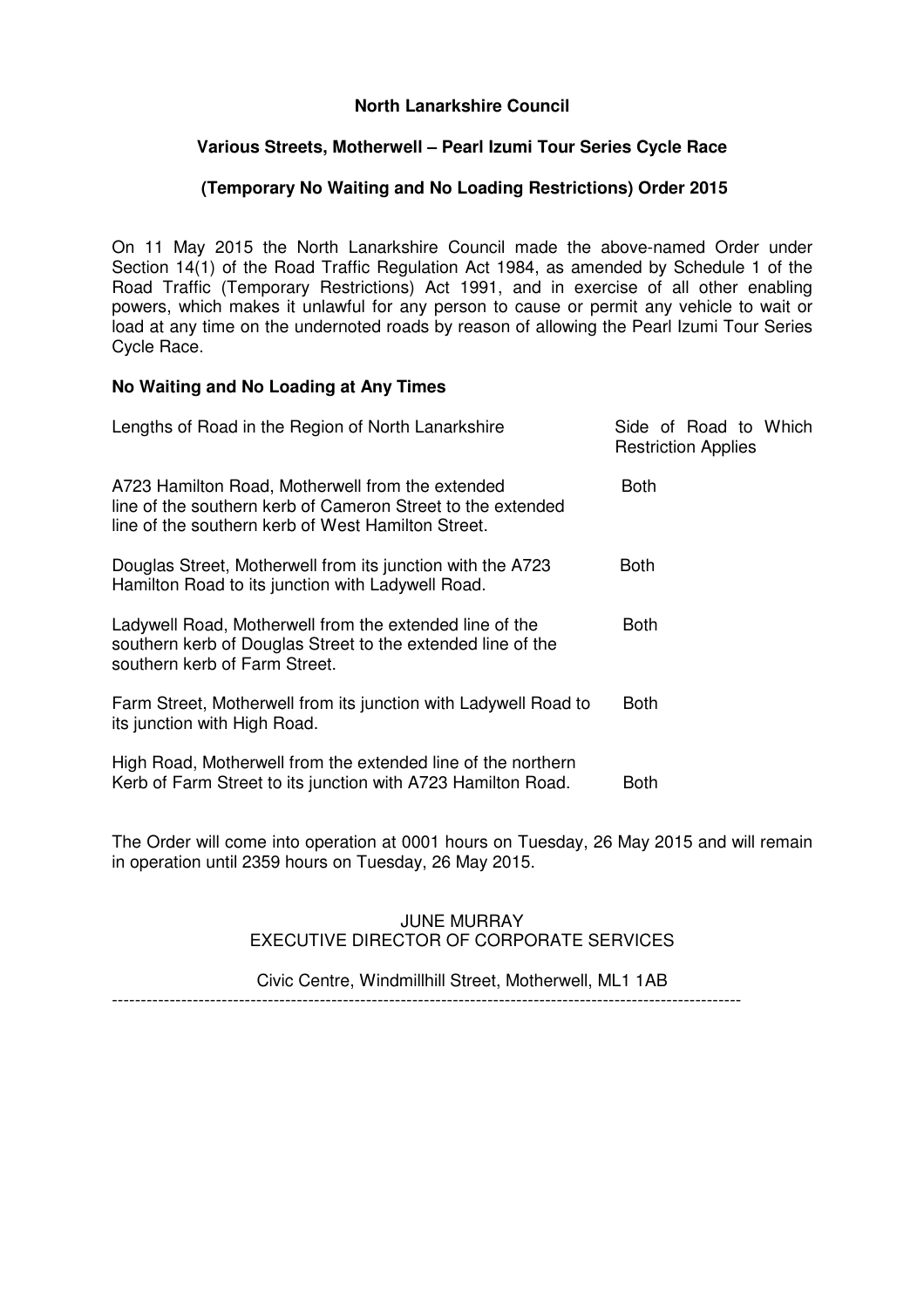**North Lanarkshire Council**

**Various Streets, Motherwell – Pearl Izumi Tour Series Cycle Race**

**(Temporary No Waiting and No Loading Restrictions) Order 2015**

On 11 May 2015 the North Lanarkshire Council made the above-named Order under Section 14(1) of the Road Traffic Regulation Act 1984, as amended by Schedule 1 of the Road Traffic (Temporary Restrictions) Act 1991, and in exercise of all other enabling powers, which makes it unlawful for any person to cause or permit any vehicle to wait or load at any time on the undernoted roads by reason of allowing the Pearl Izumi Tour Series Cycle Race.

**No Waiting and No Loading at Any Times**

| Lengths of Road in the Region of North Lanarkshire | Side of Road to Which Restriction Applies |
|---|---|
| A723 Hamilton Road, Motherwell from the extended line of the southern kerb of Cameron Street to the extended line of the southern kerb of West Hamilton Street. | Both |
| Douglas Street, Motherwell from its junction with the A723 Hamilton Road to its junction with Ladywell Road. | Both |
| Ladywell Road, Motherwell from the extended line of the southern kerb of Douglas Street to the extended line of the southern kerb of Farm Street. | Both |
| Farm Street, Motherwell from its junction with Ladywell Road to its junction with High Road. | Both |
| High Road, Motherwell from the extended line of the northern Kerb of Farm Street to its junction with A723 Hamilton Road. | Both |

The Order will come into operation at 0001 hours on Tuesday, 26 May 2015 and will remain in operation until 2359 hours on Tuesday, 26 May 2015.

JUNE MURRAY
EXECUTIVE DIRECTOR OF CORPORATE SERVICES

Civic Centre, Windmillhill Street, Motherwell, ML1 1AB

---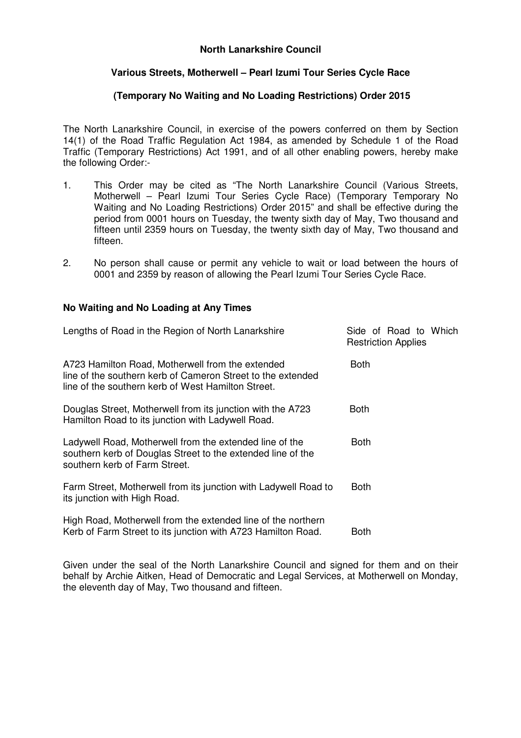**North Lanarkshire Council**

**Various Streets, Motherwell – Pearl Izumi Tour Series Cycle Race**

**(Temporary No Waiting and No Loading Restrictions) Order 2015**

The North Lanarkshire Council, in exercise of the powers conferred on them by Section 14(1) of the Road Traffic Regulation Act 1984, as amended by Schedule 1 of the Road Traffic (Temporary Restrictions) Act 1991, and of all other enabling powers, hereby make the following Order:-

1. This Order may be cited as "The North Lanarkshire Council (Various Streets, Motherwell – Pearl Izumi Tour Series Cycle Race) (Temporary Temporary No Waiting and No Loading Restrictions) Order 2015" and shall be effective during the period from 0001 hours on Tuesday, the twenty sixth day of May, Two thousand and fifteen until 2359 hours on Tuesday, the twenty sixth day of May, Two thousand and fifteen.

2. No person shall cause or permit any vehicle to wait or load between the hours of 0001 and 2359 by reason of allowing the Pearl Izumi Tour Series Cycle Race.

**No Waiting and No Loading at Any Times**

| Lengths of Road in the Region of North Lanarkshire | Side of Road to Which Restriction Applies |
|---|---|
| A723 Hamilton Road, Motherwell from the extended line of the southern kerb of Cameron Street to the extended line of the southern kerb of West Hamilton Street. | Both |
| Douglas Street, Motherwell from its junction with the A723 Hamilton Road to its junction with Ladywell Road. | Both |
| Ladywell Road, Motherwell from the extended line of the southern kerb of Douglas Street to the extended line of the southern kerb of Farm Street. | Both |
| Farm Street, Motherwell from its junction with Ladywell Road to its junction with High Road. | Both |
| High Road, Motherwell from the extended line of the northern Kerb of Farm Street to its junction with A723 Hamilton Road. | Both |

Given under the seal of the North Lanarkshire Council and signed for them and on their behalf by Archie Aitken, Head of Democratic and Legal Services, at Motherwell on Monday, the eleventh day of May, Two thousand and fifteen.